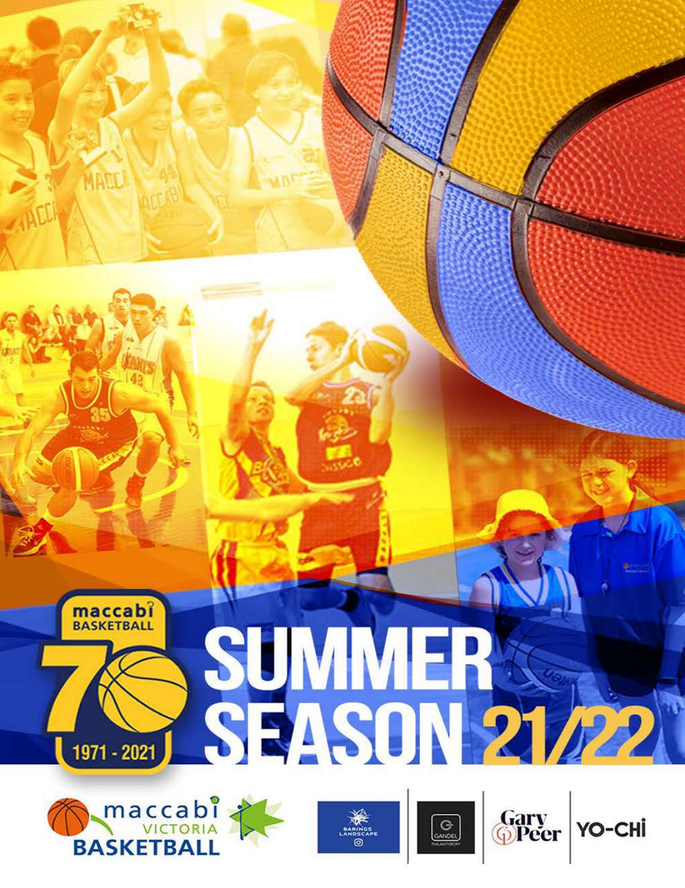maccabi BASKETBALL

70

1971 - 2021

# SUMMER SEASON 21/22

maccabi VICTORIA BASKETBALL

BARINGS LANDSCAPE

GANDEL PHILANTHROPY

Gary Peer

YO-CHI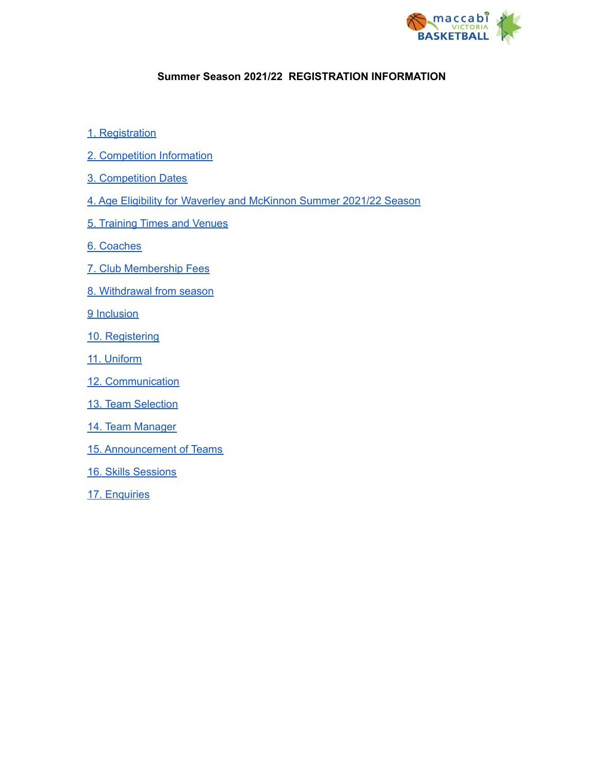**Summer Season 2021/22 REGISTRATION INFORMATION**

1. Registration

2. Competition Information

3. Competition Dates

4. Age Eligibility for Waverley and McKinnon Summer 2021/22 Season

5. Training Times and Venues

6. Coaches

7. Club Membership Fees

8. Withdrawal from season

9 Inclusion

10. Registering

11. Uniform

12. Communication

13. Team Selection

14. Team Manager

15. Announcement of Teams

16. Skills Sessions

17. Enquiries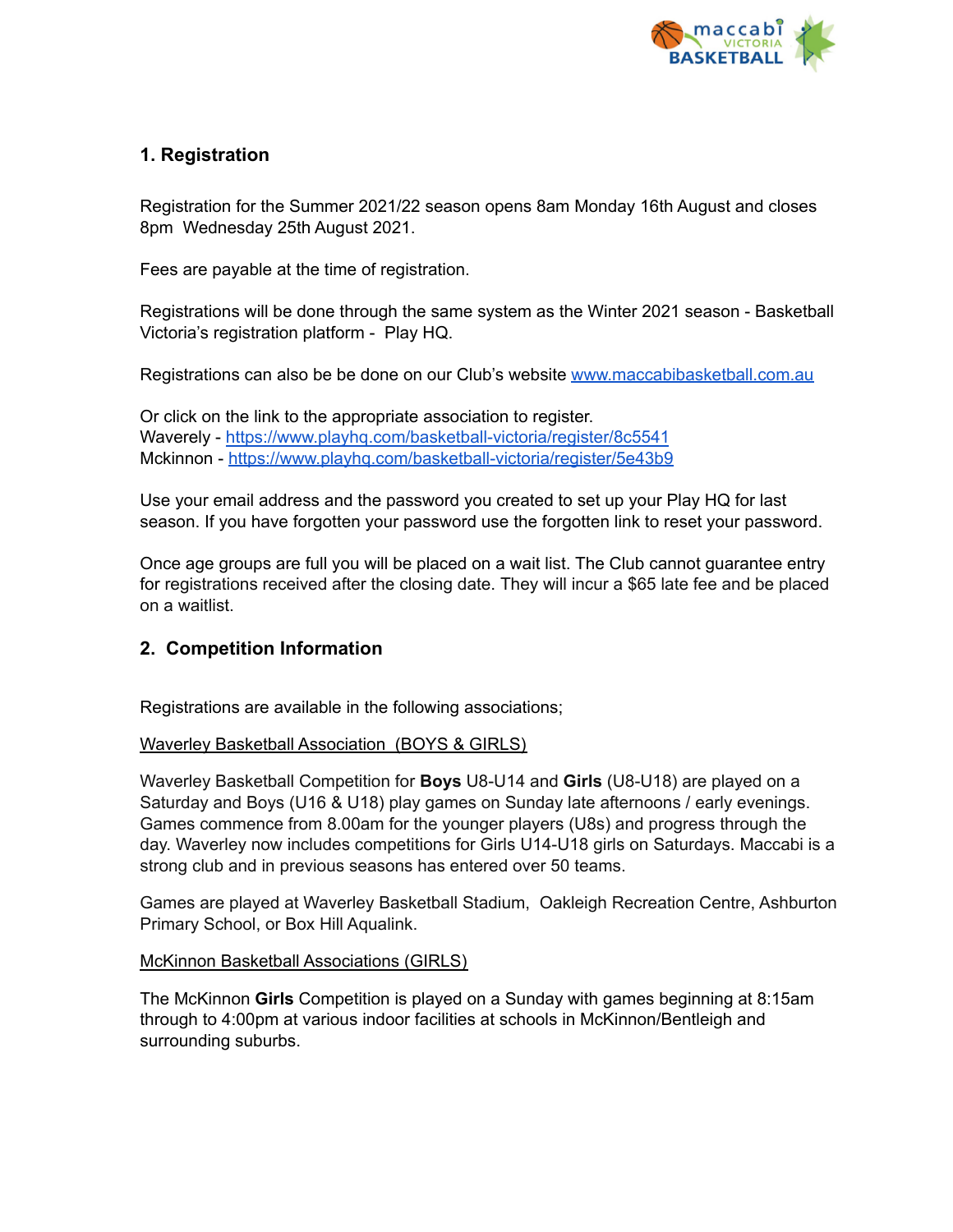## 1. Registration

Registration for the Summer 2021/22 season opens 8am Monday 16th August and closes 8pm Wednesday 25th August 2021.

Fees are payable at the time of registration.

Registrations will be done through the same system as the Winter 2021 season - Basketball Victoria's registration platform - Play HQ.

Registrations can also be be done on our Club's website [www.maccabibasketball.com.au](http://www.maccabibasketball.com.au)

Or click on the link to the appropriate association to register.
Waverely - [https://www.playhq.com/basketball-victoria/register/8c5541](https://www.playhq.com/basketball-victoria/register/8c5541)
Mckinnon - [https://www.playhq.com/basketball-victoria/register/5e43b9](https://www.playhq.com/basketball-victoria/register/5e43b9)

Use your email address and the password you created to set up your Play HQ for last season. If you have forgotten your password use the forgotten link to reset your password.

Once age groups are full you will be placed on a wait list. The Club cannot guarantee entry for registrations received after the closing date. They will incur a $65 late fee and be placed on a waitlist.

## 2. Competition Information

Registrations are available in the following associations;

Waverley Basketball Association (BOYS & GIRLS)

Waverley Basketball Competition for **Boys** U8-U14 and **Girls** (U8-U18) are played on a Saturday and Boys (U16 & U18) play games on Sunday late afternoons / early evenings. Games commence from 8.00am for the younger players (U8s) and progress through the day. Waverley now includes competitions for Girls U14-U18 girls on Saturdays. Maccabi is a strong club and in previous seasons has entered over 50 teams.

Games are played at Waverley Basketball Stadium, Oakleigh Recreation Centre, Ashburton Primary School, or Box Hill Aqualink.

McKinnon Basketball Associations (GIRLS)

The McKinnon **Girls** Competition is played on a Sunday with games beginning at 8:15am through to 4:00pm at various indoor facilities at schools in McKinnon/Bentleigh and surrounding suburbs.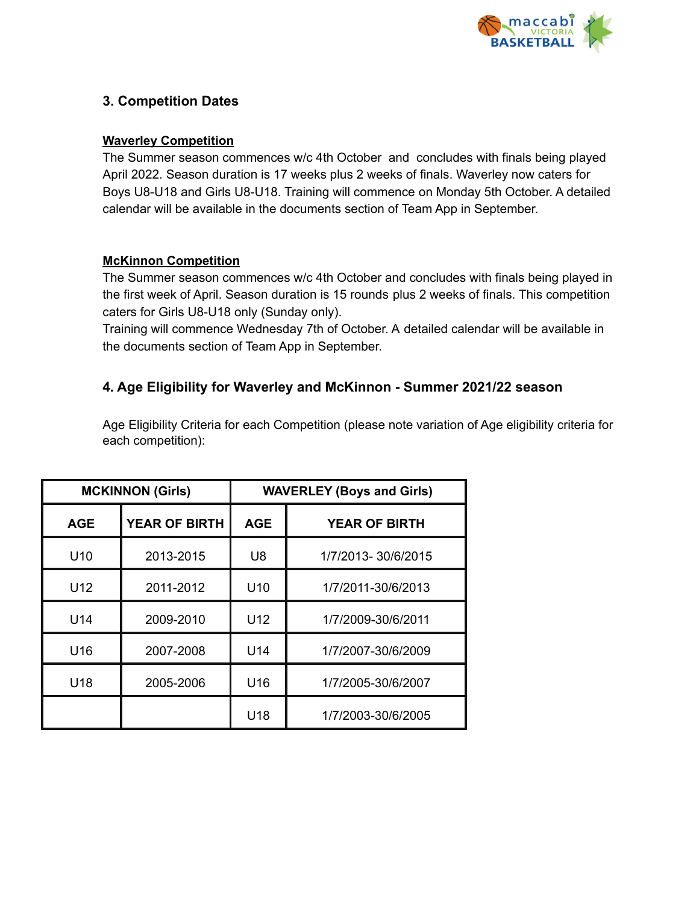## 3. Competition Dates

**Waverley Competition**

The Summer season commences w/c 4th October and concludes with finals being played April 2022. Season duration is 17 weeks plus 2 weeks of finals. Waverley now caters for Boys U8-U18 and Girls U8-U18. Training will commence on Monday 5th October. A detailed calendar will be available in the documents section of Team App in September.

**McKinnon Competition**

The Summer season commences w/c 4th October and concludes with finals being played in the first week of April. Season duration is 15 rounds plus 2 weeks of finals. This competition caters for Girls U8-U18 only (Sunday only).

Training will commence Wednesday 7th of October. A detailed calendar will be available in the documents section of Team App in September.

## 4. Age Eligibility for Waverley and McKinnon - Summer 2021/22 season

Age Eligibility Criteria for each Competition (please note variation of Age eligibility criteria for each competition):

| MCKINNON (Girls) | | WAVERLEY (Boys and Girls) | |
|---|---|---|---|
| **AGE** | **YEAR OF BIRTH** | **AGE** | **YEAR OF BIRTH** |
| U10 | 2013-2015 | U8 | 1/7/2013- 30/6/2015 |
| U12 | 2011-2012 | U10 | 1/7/2011-30/6/2013 |
| U14 | 2009-2010 | U12 | 1/7/2009-30/6/2011 |
| U16 | 2007-2008 | U14 | 1/7/2007-30/6/2009 |
| U18 | 2005-2006 | U16 | 1/7/2005-30/6/2007 |
| | | U18 | 1/7/2003-30/6/2005 |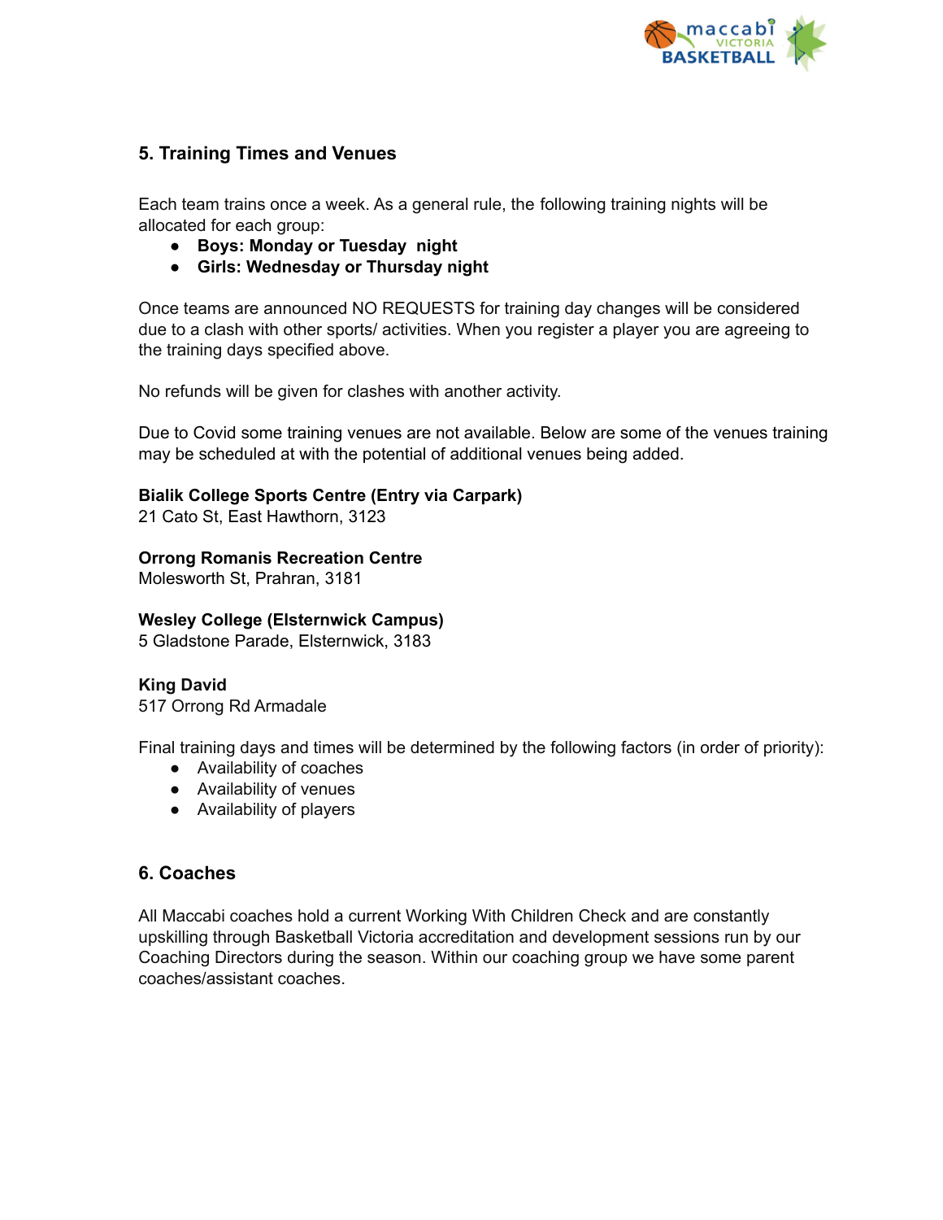## 5. Training Times and Venues

Each team trains once a week. As a general rule, the following training nights will be allocated for each group:

- **Boys: Monday or Tuesday night**
- **Girls: Wednesday or Thursday night**

Once teams are announced NO REQUESTS for training day changes will be considered due to a clash with other sports/ activities. When you register a player you are agreeing to the training days specified above.

No refunds will be given for clashes with another activity.

Due to Covid some training venues are not available. Below are some of the venues training may be scheduled at with the potential of additional venues being added.

**Bialik College Sports Centre (Entry via Carpark)**
21 Cato St, East Hawthorn, 3123

**Orrong Romanis Recreation Centre**
Molesworth St, Prahran, 3181

**Wesley College (Elsternwick Campus)**
5 Gladstone Parade, Elsternwick, 3183

**King David**
517 Orrong Rd Armadale

Final training days and times will be determined by the following factors (in order of priority):

- Availability of coaches
- Availability of venues
- Availability of players

## 6. Coaches

All Maccabi coaches hold a current Working With Children Check and are constantly upskilling through Basketball Victoria accreditation and development sessions run by our Coaching Directors during the season. Within our coaching group we have some parent coaches/assistant coaches.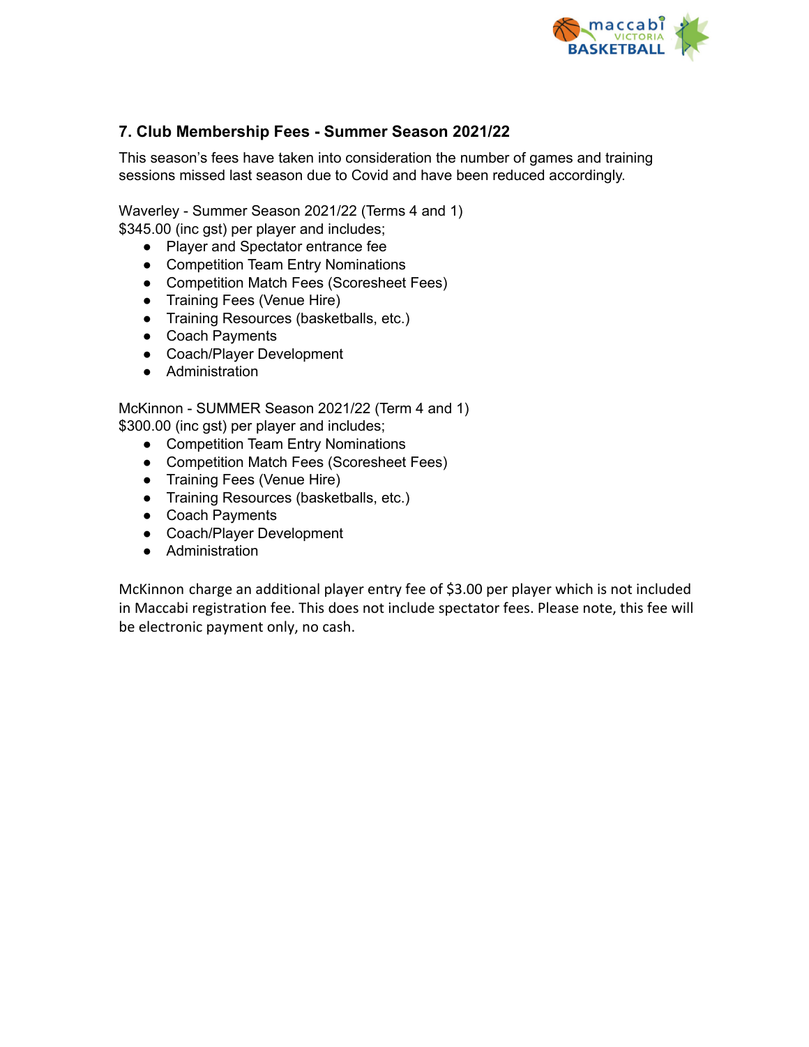## 7. Club Membership Fees - Summer Season 2021/22

This season's fees have taken into consideration the number of games and training sessions missed last season due to Covid and have been reduced accordingly.

Waverley - Summer Season 2021/22 (Terms 4 and 1)
$345.00 (inc gst) per player and includes;

- Player and Spectator entrance fee
- Competition Team Entry Nominations
- Competition Match Fees (Scoresheet Fees)
- Training Fees (Venue Hire)
- Training Resources (basketballs, etc.)
- Coach Payments
- Coach/Player Development
- Administration

McKinnon - SUMMER Season 2021/22 (Term 4 and 1)
$300.00 (inc gst) per player and includes;

- Competition Team Entry Nominations
- Competition Match Fees (Scoresheet Fees)
- Training Fees (Venue Hire)
- Training Resources (basketballs, etc.)
- Coach Payments
- Coach/Player Development
- Administration

McKinnon charge an additional player entry fee of $3.00 per player which is not included in Maccabi registration fee. This does not include spectator fees. Please note, this fee will be electronic payment only, no cash.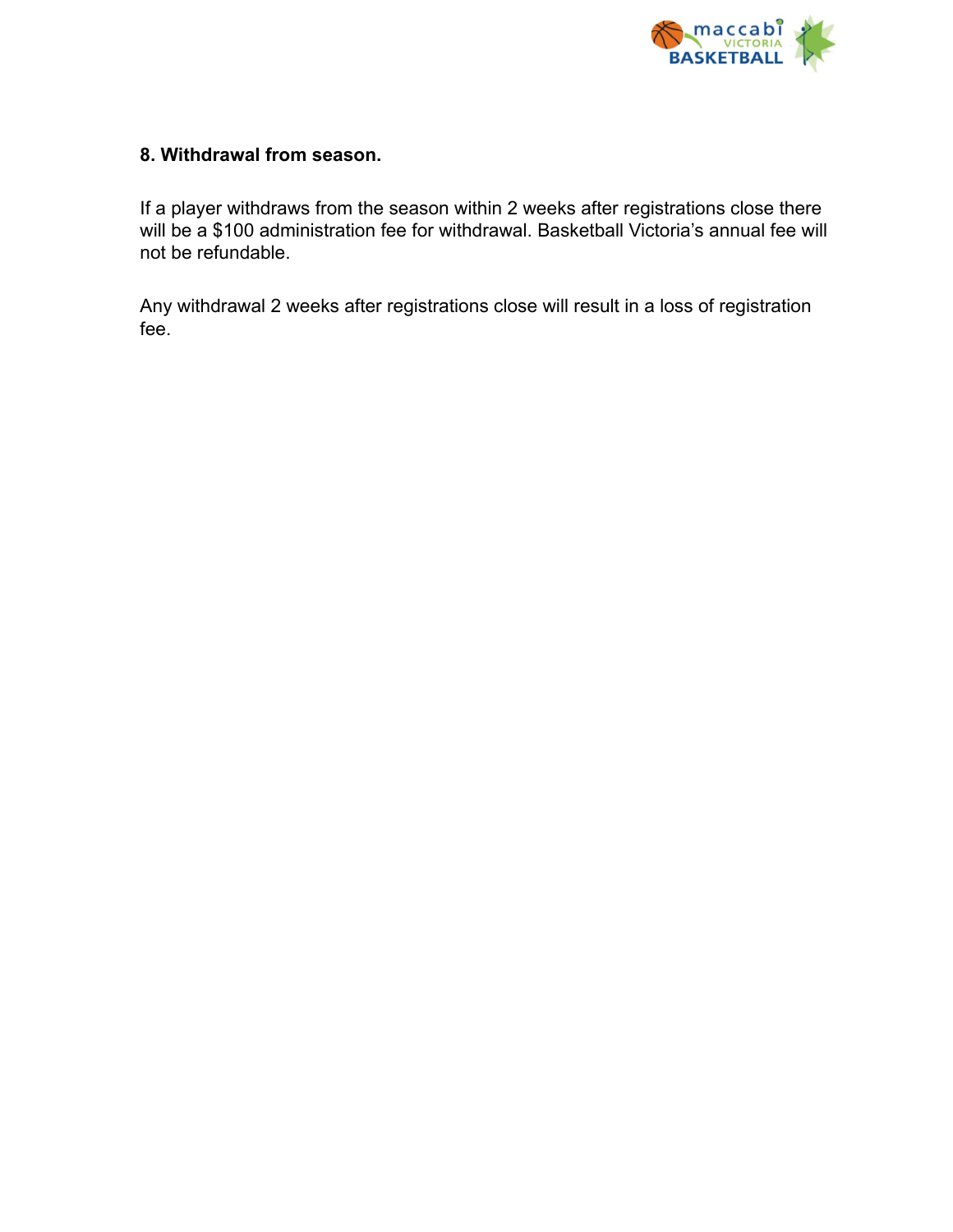**8. Withdrawal from season.**

If a player withdraws from the season within 2 weeks after registrations close there will be a $100 administration fee for withdrawal. Basketball Victoria's annual fee will not be refundable.

Any withdrawal 2 weeks after registrations close will result in a loss of registration fee.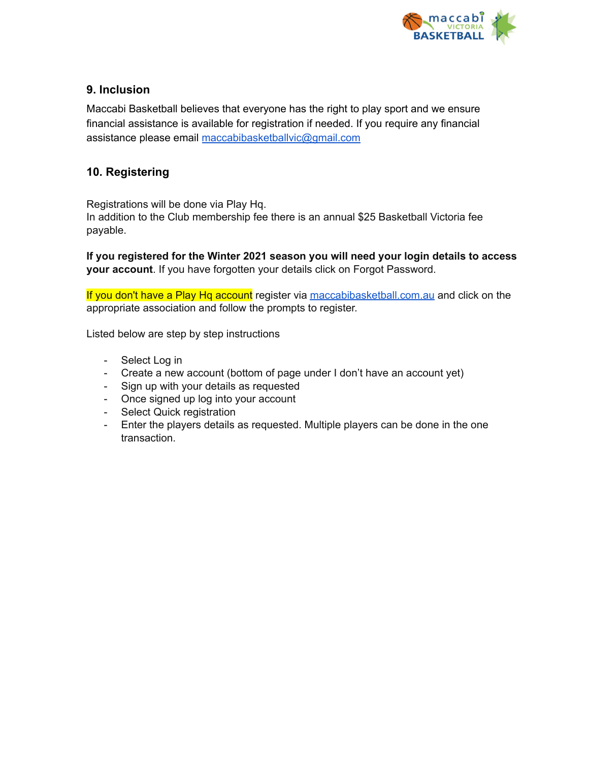## 9. Inclusion

Maccabi Basketball believes that everyone has the right to play sport and we ensure financial assistance is available for registration if needed. If you require any financial assistance please email maccabibasketballvic@gmail.com

## 10. Registering

Registrations will be done via Play Hq.
In addition to the Club membership fee there is an annual $25 Basketball Victoria fee payable.

**If you registered for the Winter 2021 season you will need your login details to access your account**. If you have forgotten your details click on Forgot Password.

If you don't have a Play Hq account register via maccabibasketball.com.au and click on the appropriate association and follow the prompts to register.

Listed below are step by step instructions

- Select Log in
- Create a new account (bottom of page under I don't have an account yet)
- Sign up with your details as requested
- Once signed up log into your account
- Select Quick registration
- Enter the players details as requested. Multiple players can be done in the one transaction.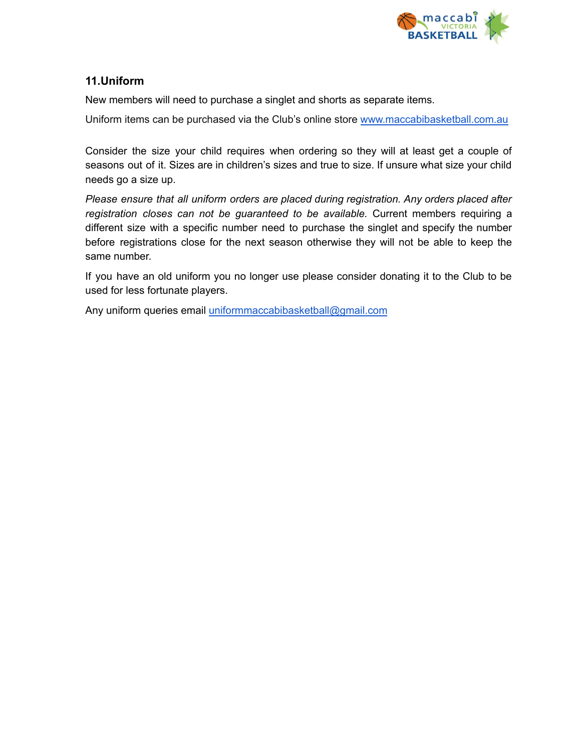## 11.Uniform

New members will need to purchase a singlet and shorts as separate items.

Uniform items can be purchased via the Club's online store [www.maccabibasketball.com.au](http://www.maccabibasketball.com.au)

Consider the size your child requires when ordering so they will at least get a couple of seasons out of it. Sizes are in children's sizes and true to size. If unsure what size your child needs go a size up.

*Please ensure that all uniform orders are placed during registration. Any orders placed after registration closes can not be guaranteed to be available.* Current members requiring a different size with a specific number need to purchase the singlet and specify the number before registrations close for the next season otherwise they will not be able to keep the same number.

If you have an old uniform you no longer use please consider donating it to the Club to be used for less fortunate players.

Any uniform queries email [uniformmaccabibasketball@gmail.com](mailto:uniformmaccabibasketball@gmail.com)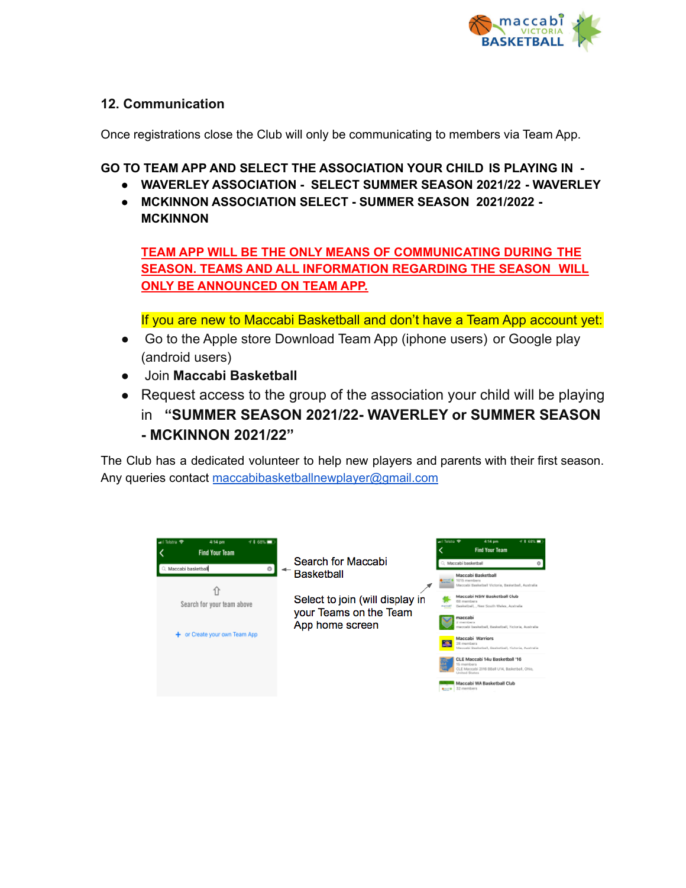## 12. Communication

Once registrations close the Club will only be communicating to members via Team App.

**GO TO TEAM APP AND SELECT THE ASSOCIATION YOUR CHILD IS PLAYING IN -**

- **WAVERLEY ASSOCIATION - SELECT SUMMER SEASON 2021/22 - WAVERLEY**
- **MCKINNON ASSOCIATION SELECT - SUMMER SEASON 2021/2022 - MCKINNON**

  **TEAM APP WILL BE THE ONLY MEANS OF COMMUNICATING DURING THE SEASON. TEAMS AND ALL INFORMATION REGARDING THE SEASON WILL ONLY BE ANNOUNCED ON TEAM APP.**

  If you are new to Maccabi Basketball and don't have a Team App account yet:

- Go to the Apple store Download Team App (iphone users) or Google play (android users)
- Join **Maccabi Basketball**
- Request access to the group of the association your child will be playing in **"SUMMER SEASON 2021/22- WAVERLEY or SUMMER SEASON - MCKINNON 2021/22"**

The Club has a dedicated volunteer to help new players and parents with their first season. Any queries contact maccabibasketballnewplayer@gmail.com

Search for Maccabi Basketball

Select to join (will display in your Teams on the Team App home screen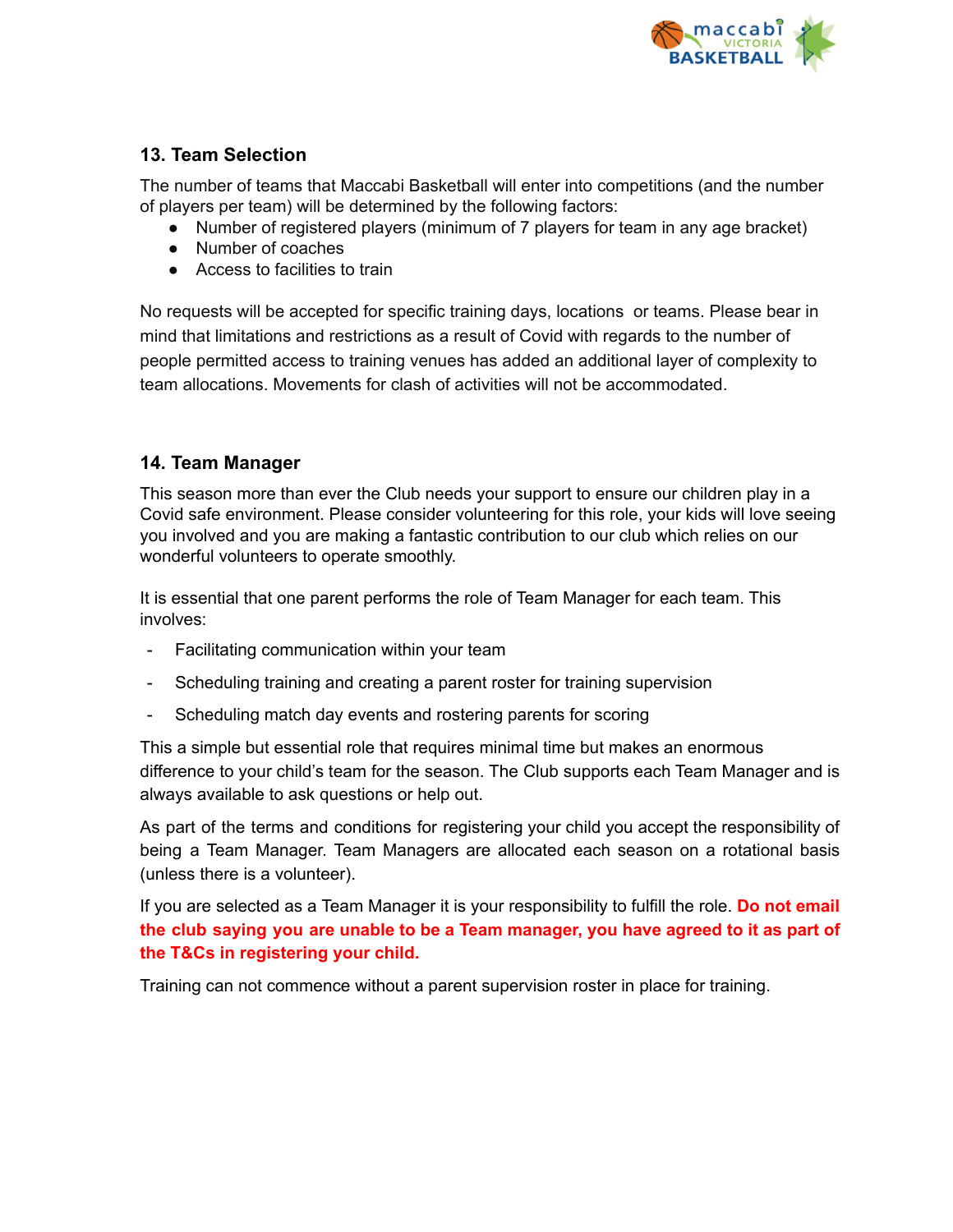## 13. Team Selection

The number of teams that Maccabi Basketball will enter into competitions (and the number of players per team) will be determined by the following factors:

- Number of registered players (minimum of 7 players for team in any age bracket)
- Number of coaches
- Access to facilities to train

No requests will be accepted for specific training days, locations or teams. Please bear in mind that limitations and restrictions as a result of Covid with regards to the number of people permitted access to training venues has added an additional layer of complexity to team allocations. Movements for clash of activities will not be accommodated.

## 14. Team Manager

This season more than ever the Club needs your support to ensure our children play in a Covid safe environment. Please consider volunteering for this role, your kids will love seeing you involved and you are making a fantastic contribution to our club which relies on our wonderful volunteers to operate smoothly.

It is essential that one parent performs the role of Team Manager for each team. This involves:

- Facilitating communication within your team
- Scheduling training and creating a parent roster for training supervision
- Scheduling match day events and rostering parents for scoring

This a simple but essential role that requires minimal time but makes an enormous difference to your child's team for the season. The Club supports each Team Manager and is always available to ask questions or help out.

As part of the terms and conditions for registering your child you accept the responsibility of being a Team Manager. Team Managers are allocated each season on a rotational basis (unless there is a volunteer).

If you are selected as a Team Manager it is your responsibility to fulfill the role. **Do not email the club saying you are unable to be a Team manager, you have agreed to it as part of the T&Cs in registering your child.**

Training can not commence without a parent supervision roster in place for training.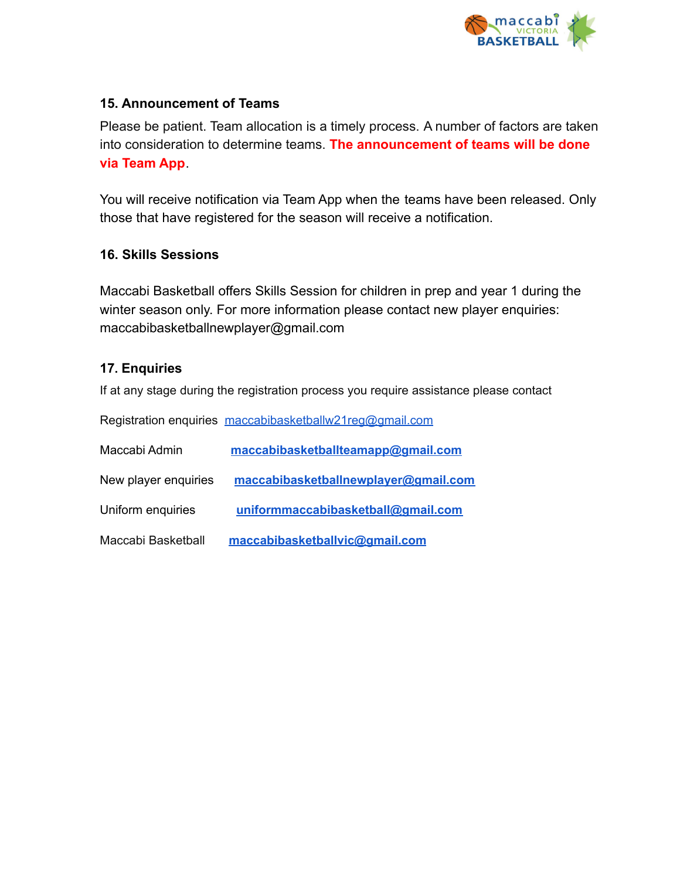### 15. Announcement of Teams

Please be patient. Team allocation is a timely process. A number of factors are taken into consideration to determine teams. **The announcement of teams will be done via Team App**.

You will receive notification via Team App when the teams have been released. Only those that have registered for the season will receive a notification.

### 16. Skills Sessions

Maccabi Basketball offers Skills Session for children in prep and year 1 during the winter season only. For more information please contact new player enquiries: maccabibasketballnewplayer@gmail.com

### 17. Enquiries

If at any stage during the registration process you require assistance please contact

Registration enquiries maccabibasketballw21reg@gmail.com

Maccabi Admin **maccabibasketballteamapp@gmail.com**

New player enquiries **maccabibasketballnewplayer@gmail.com**

Uniform enquiries **uniformmaccabibasketball@gmail.com**

Maccabi Basketball **maccabibasketballvic@gmail.com**